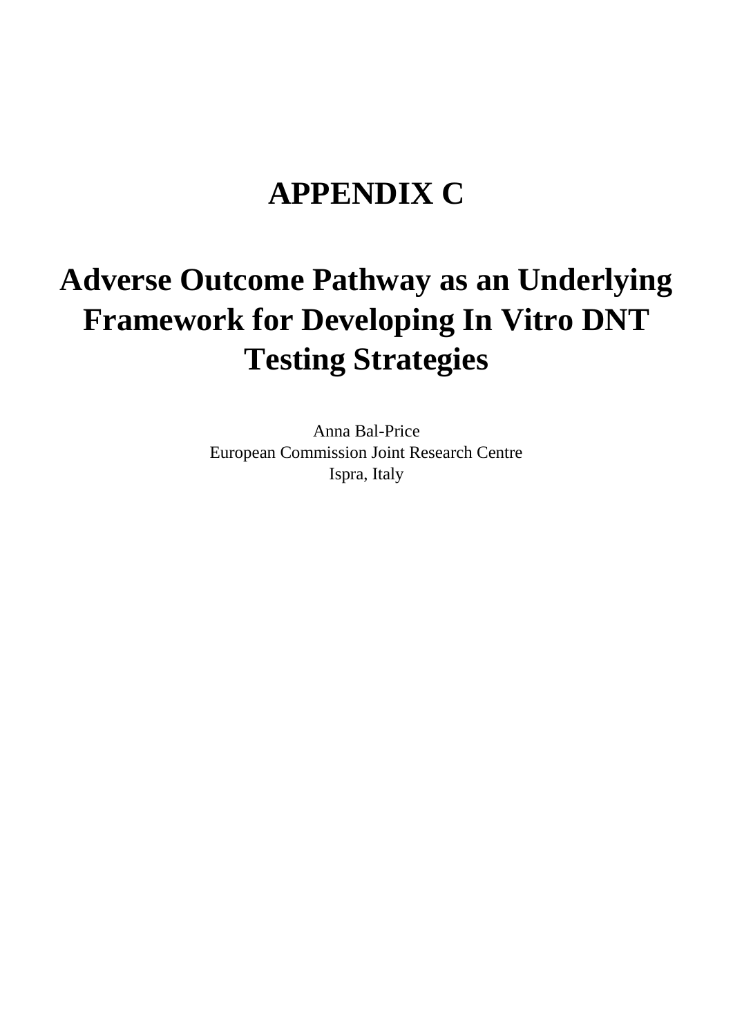# APPENDIX C

# Adverse Outcome Pathway as an Underlying Framework for Developing In Vitro DNT Testing Strategies

Anna Bal-Price
European Commission Joint Research Centre
Ispra, Italy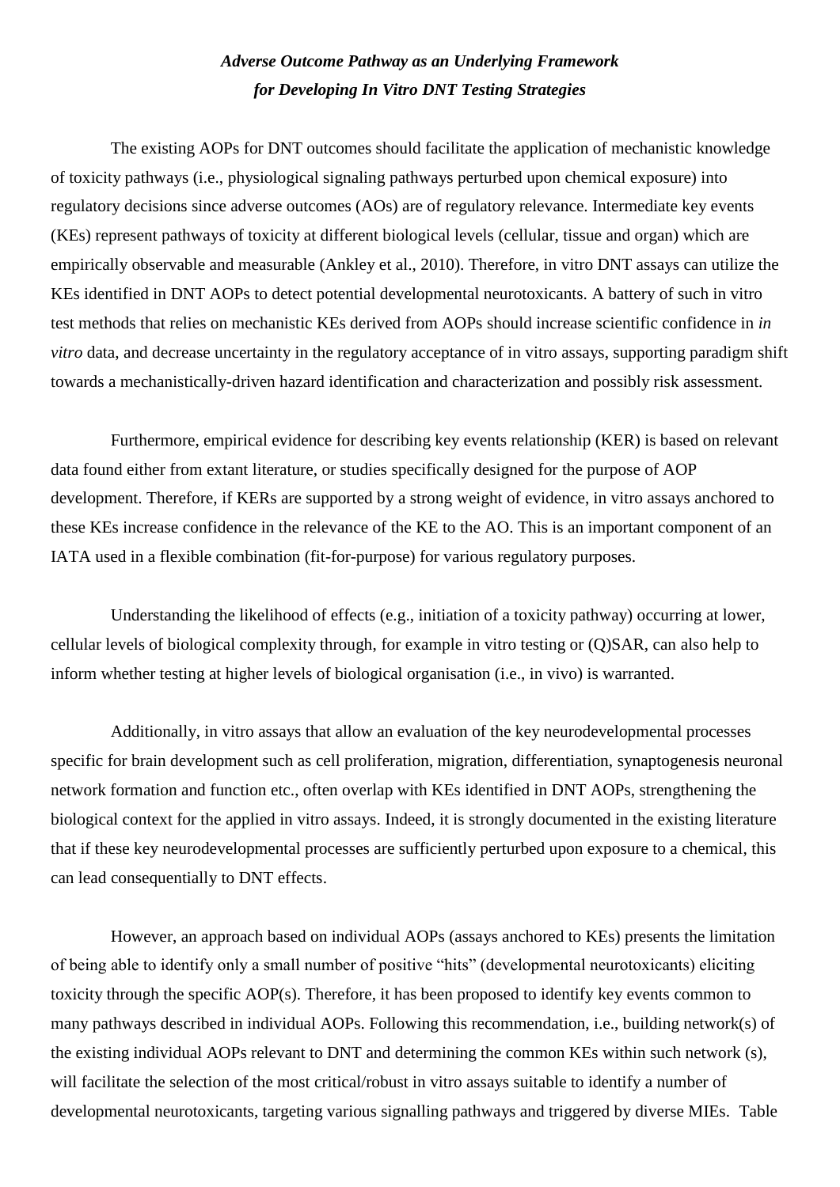## *Adverse Outcome Pathway as an Underlying Framework for Developing In Vitro DNT Testing Strategies*

The existing AOPs for DNT outcomes should facilitate the application of mechanistic knowledge of toxicity pathways (i.e., physiological signaling pathways perturbed upon chemical exposure) into regulatory decisions since adverse outcomes (AOs) are of regulatory relevance. Intermediate key events (KEs) represent pathways of toxicity at different biological levels (cellular, tissue and organ) which are empirically observable and measurable (Ankley et al., 2010). Therefore, in vitro DNT assays can utilize the KEs identified in DNT AOPs to detect potential developmental neurotoxicants. A battery of such in vitro test methods that relies on mechanistic KEs derived from AOPs should increase scientific confidence in *in vitro* data, and decrease uncertainty in the regulatory acceptance of in vitro assays, supporting paradigm shift towards a mechanistically-driven hazard identification and characterization and possibly risk assessment.

Furthermore, empirical evidence for describing key events relationship (KER) is based on relevant data found either from extant literature, or studies specifically designed for the purpose of AOP development. Therefore, if KERs are supported by a strong weight of evidence, in vitro assays anchored to these KEs increase confidence in the relevance of the KE to the AO. This is an important component of an IATA used in a flexible combination (fit-for-purpose) for various regulatory purposes.

Understanding the likelihood of effects (e.g., initiation of a toxicity pathway) occurring at lower, cellular levels of biological complexity through, for example in vitro testing or (Q)SAR, can also help to inform whether testing at higher levels of biological organisation (i.e., in vivo) is warranted.

Additionally, in vitro assays that allow an evaluation of the key neurodevelopmental processes specific for brain development such as cell proliferation, migration, differentiation, synaptogenesis neuronal network formation and function etc., often overlap with KEs identified in DNT AOPs, strengthening the biological context for the applied in vitro assays. Indeed, it is strongly documented in the existing literature that if these key neurodevelopmental processes are sufficiently perturbed upon exposure to a chemical, this can lead consequentially to DNT effects.

However, an approach based on individual AOPs (assays anchored to KEs) presents the limitation of being able to identify only a small number of positive "hits" (developmental neurotoxicants) eliciting toxicity through the specific AOP(s). Therefore, it has been proposed to identify key events common to many pathways described in individual AOPs. Following this recommendation, i.e., building network(s) of the existing individual AOPs relevant to DNT and determining the common KEs within such network (s), will facilitate the selection of the most critical/robust in vitro assays suitable to identify a number of developmental neurotoxicants, targeting various signalling pathways and triggered by diverse MIEs. Table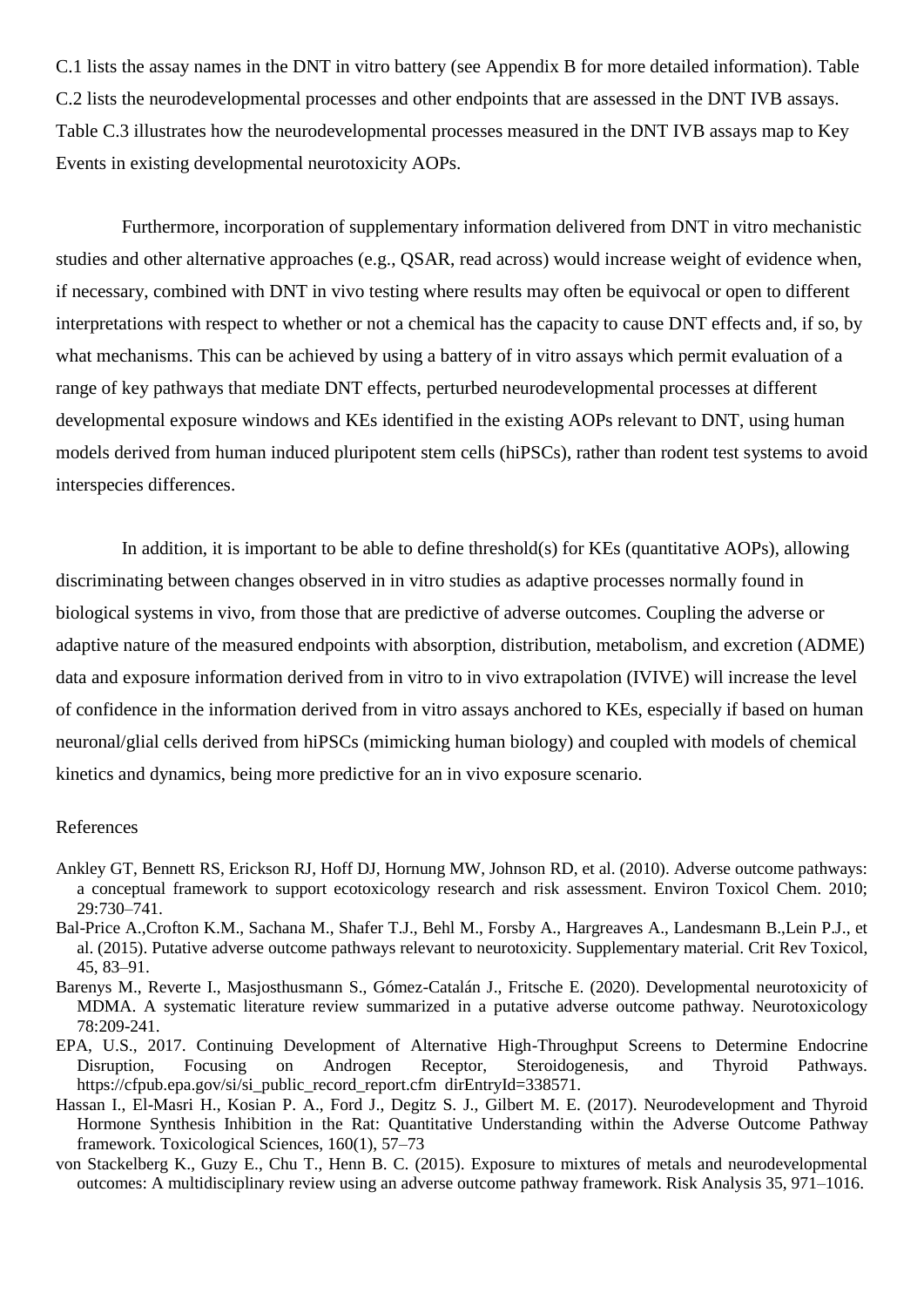C.1 lists the assay names in the DNT in vitro battery (see Appendix B for more detailed information). Table C.2 lists the neurodevelopmental processes and other endpoints that are assessed in the DNT IVB assays. Table C.3 illustrates how the neurodevelopmental processes measured in the DNT IVB assays map to Key Events in existing developmental neurotoxicity AOPs.

Furthermore, incorporation of supplementary information delivered from DNT in vitro mechanistic studies and other alternative approaches (e.g., QSAR, read across) would increase weight of evidence when, if necessary, combined with DNT in vivo testing where results may often be equivocal or open to different interpretations with respect to whether or not a chemical has the capacity to cause DNT effects and, if so, by what mechanisms. This can be achieved by using a battery of in vitro assays which permit evaluation of a range of key pathways that mediate DNT effects, perturbed neurodevelopmental processes at different developmental exposure windows and KEs identified in the existing AOPs relevant to DNT, using human models derived from human induced pluripotent stem cells (hiPSCs), rather than rodent test systems to avoid interspecies differences.

In addition, it is important to be able to define threshold(s) for KEs (quantitative AOPs), allowing discriminating between changes observed in in vitro studies as adaptive processes normally found in biological systems in vivo, from those that are predictive of adverse outcomes. Coupling the adverse or adaptive nature of the measured endpoints with absorption, distribution, metabolism, and excretion (ADME) data and exposure information derived from in vitro to in vivo extrapolation (IVIVE) will increase the level of confidence in the information derived from in vitro assays anchored to KEs, especially if based on human neuronal/glial cells derived from hiPSCs (mimicking human biology) and coupled with models of chemical kinetics and dynamics, being more predictive for an in vivo exposure scenario.

References

Ankley GT, Bennett RS, Erickson RJ, Hoff DJ, Hornung MW, Johnson RD, et al. (2010). Adverse outcome pathways: a conceptual framework to support ecotoxicology research and risk assessment. Environ Toxicol Chem. 2010; 29:730–741.

Bal-Price A.,Crofton K.M., Sachana M., Shafer T.J., Behl M., Forsby A., Hargreaves A., Landesmann B.,Lein P.J., et al. (2015). Putative adverse outcome pathways relevant to neurotoxicity. Supplementary material. Crit Rev Toxicol, 45, 83–91.

Barenys M., Reverte I., Masjosthusmann S., Gómez-Catalán J., Fritsche E. (2020). Developmental neurotoxicity of MDMA. A systematic literature review summarized in a putative adverse outcome pathway. Neurotoxicology 78:209-241.

EPA, U.S., 2017. Continuing Development of Alternative High-Throughput Screens to Determine Endocrine Disruption, Focusing on Androgen Receptor, Steroidogenesis, and Thyroid Pathways. https://cfpub.epa.gov/si/si_public_record_report.cfm dirEntryId=338571.

Hassan I., El-Masri H., Kosian P. A., Ford J., Degitz S. J., Gilbert M. E. (2017). Neurodevelopment and Thyroid Hormone Synthesis Inhibition in the Rat: Quantitative Understanding within the Adverse Outcome Pathway framework. Toxicological Sciences, 160(1), 57–73

von Stackelberg K., Guzy E., Chu T., Henn B. C. (2015). Exposure to mixtures of metals and neurodevelopmental outcomes: A multidisciplinary review using an adverse outcome pathway framework. Risk Analysis 35, 971–1016.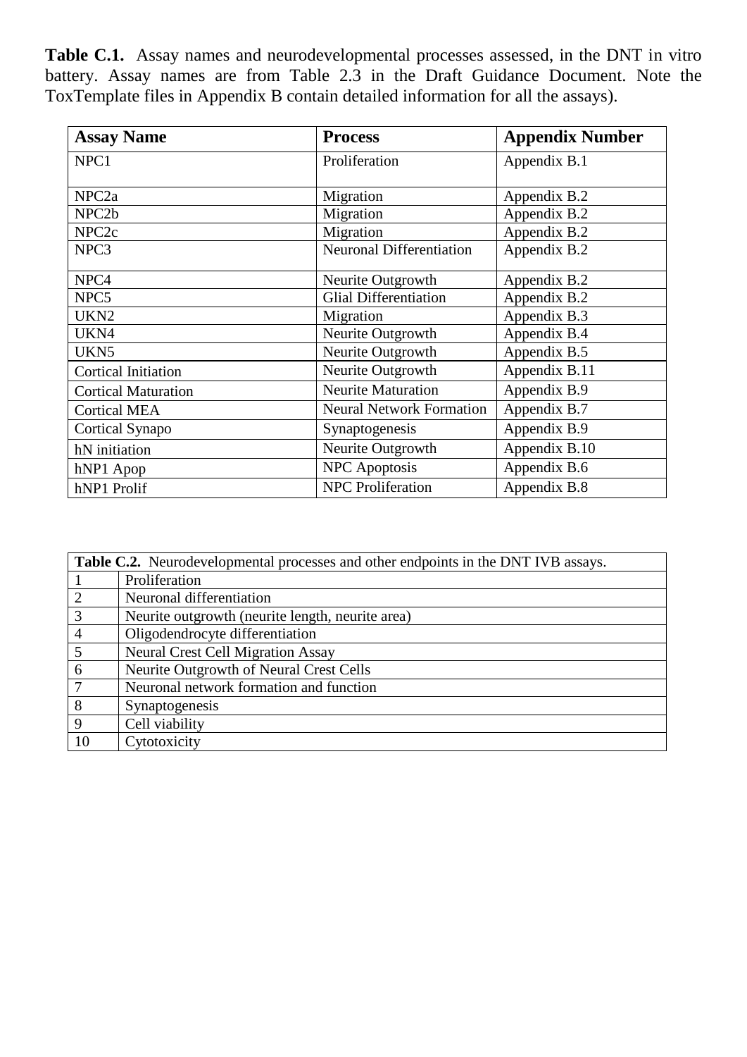**Table C.1.** Assay names and neurodevelopmental processes assessed, in the DNT in vitro battery. Assay names are from Table 2.3 in the Draft Guidance Document. Note the ToxTemplate files in Appendix B contain detailed information for all the assays).

| Assay Name | Process | Appendix Number |
|---|---|---|
| NPC1 | Proliferation | Appendix B.1 |
| NPC2a | Migration | Appendix B.2 |
| NPC2b | Migration | Appendix B.2 |
| NPC2c | Migration | Appendix B.2 |
| NPC3 | Neuronal Differentiation | Appendix B.2 |
| NPC4 | Neurite Outgrowth | Appendix B.2 |
| NPC5 | Glial Differentiation | Appendix B.2 |
| UKN2 | Migration | Appendix B.3 |
| UKN4 | Neurite Outgrowth | Appendix B.4 |
| UKN5 | Neurite Outgrowth | Appendix B.5 |
| Cortical Initiation | Neurite Outgrowth | Appendix B.11 |
| Cortical Maturation | Neurite Maturation | Appendix B.9 |
| Cortical MEA | Neural Network Formation | Appendix B.7 |
| Cortical Synapo | Synaptogenesis | Appendix B.9 |
| hN initiation | Neurite Outgrowth | Appendix B.10 |
| hNP1 Apop | NPC Apoptosis | Appendix B.6 |
| hNP1 Prolif | NPC Proliferation | Appendix B.8 |

| **Table C.2.** Neurodevelopmental processes and other endpoints in the DNT IVB assays. | |
|---|---|
| 1 | Proliferation |
| 2 | Neuronal differentiation |
| 3 | Neurite outgrowth (neurite length, neurite area) |
| 4 | Oligodendrocyte differentiation |
| 5 | Neural Crest Cell Migration Assay |
| 6 | Neurite Outgrowth of Neural Crest Cells |
| 7 | Neuronal network formation and function |
| 8 | Synaptogenesis |
| 9 | Cell viability |
| 10 | Cytotoxicity |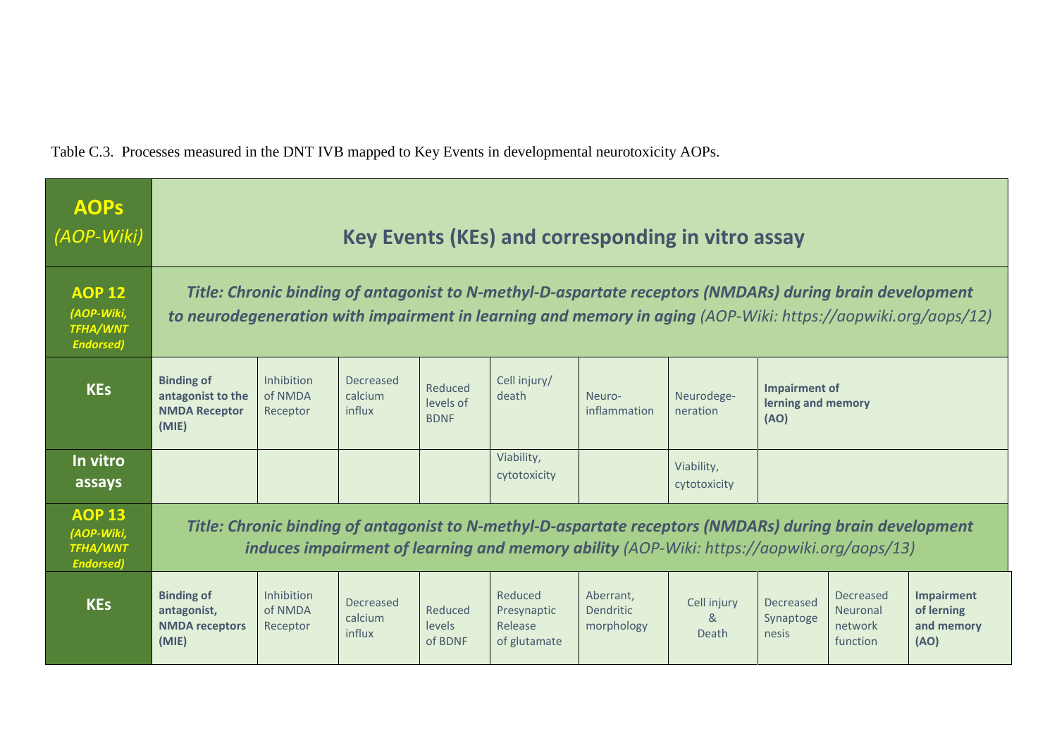Table C.3. Processes measured in the DNT IVB mapped to Key Events in developmental neurotoxicity AOPs.

| **AOPs** *(AOP-Wiki)* | **Key Events (KEs) and corresponding in vitro assay** | | | | | | | | | |
|---|---|---|---|---|---|---|---|---|---|---|
| **AOP 12** ***(AOP-Wiki, TFHA/WNT Endorsed)*** | ***Title: Chronic binding of antagonist to N-methyl-D-aspartate receptors (NMDARs) during brain development to neurodegeneration with impairment in learning and memory in aging*** *(AOP-Wiki: https://aopwiki.org/aops/12)* | | | | | | | | | |
| **KEs** | **Binding of antagonist to the NMDA Receptor (MIE)** | Inhibition of NMDA Receptor | Decreased calcium influx | Reduced levels of BDNF | Cell injury/ death | Neuro-inflammation | Neurodege-neration | **Impairment of lerning and memory (AO)** | | |
| **In vitro assays** | | | | | Viability, cytotoxicity | | Viability, cytotoxicity | | | |
| **AOP 13** ***(AOP-Wiki, TFHA/WNT Endorsed)*** | ***Title: Chronic binding of antagonist to N-methyl-D-aspartate receptors (NMDARs) during brain development induces impairment of learning and memory ability*** *(AOP-Wiki: https://aopwiki.org/aops/13)* | | | | | | | | | |
| **KEs** | **Binding of antagonist, NMDA receptors (MIE)** | Inhibition of NMDA Receptor | Decreased calcium influx | Reduced levels of BDNF | Reduced Presynaptic Release of glutamate | Aberrant, Dendritic morphology | Cell injury & Death | Decreased Synaptogenesis | Decreased Neuronal network function | **Impairment of lerning and memory (AO)** |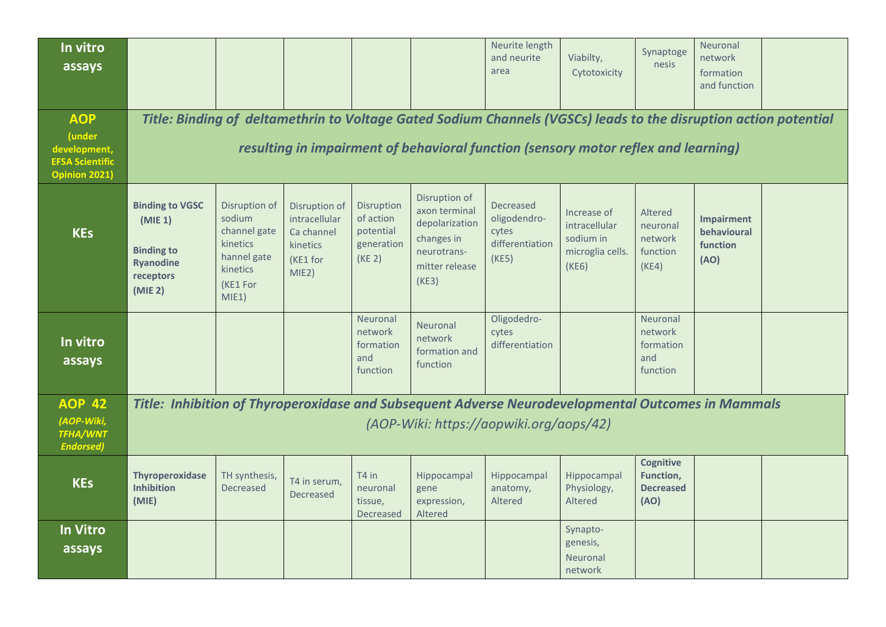| | | | | | | | | | |
|---|---|---|---|---|---|---|---|---|---|
| **In vitro assays** | | | | | | Neurite length and neurite area | Viabilty, Cytotoxicity | Synaptogenesis | Neuronal network formation and function |
| **AOP** **(under development, EFSA Scientific Opinion 2021)** | ***Title: Binding of deltamethrin to Voltage Gated Sodium Channels (VGSCs) leads to the disruption action potential resulting in impairment of behavioral function (sensory motor reflex and learning)*** | | | | | | | | |
| **KEs** | **Binding to VGSC (MIE 1)** **Binding to Ryanodine receptors (MIE 2)** | Disruption of sodium channel gate kinetics hannel gate kinetics (KE1 For MIE1) | Disruption of intracellular Ca channel kinetics (KE1 for MIE2) | Disruption of action potential generation (KE 2) | Disruption of axon terminal depolarization changes in neurotrans-mitter release (KE3) | Decreased oligodendro-cytes differentiation (KE5) | Increase of intracellular sodium in microglia cells. (KE6) | Altered neuronal network function (KE4) | **Impairment behavioural function (AO)** |
| **In vitro assays** | | | | Neuronal network formation and function | Neuronal network formation and function | Oligodedro-cytes differentiation | | Neuronal network formation and function | |
| **AOP 42** ***(AOP-Wiki, TFHA/WNT Endorsed)*** | ***Title: Inhibition of Thyroperoxidase and Subsequent Adverse Neurodevelopmental Outcomes in Mammals*** *(AOP-Wiki: https://aopwiki.org/aops/42)* | | | | | | | | |
| **KEs** | **Thyroperoxidase Inhibition (MIE)** | TH synthesis, Decreased | T4 in serum, Decreased | T4 in neuronal tissue, Decreased | Hippocampal gene expression, Altered | Hippocampal anatomy, Altered | Hippocampal Physiology, Altered | **Cognitive Function, Decreased (AO)** | |
| **In Vitro assays** | | | | | | | Synapto-genesis, Neuronal network | | |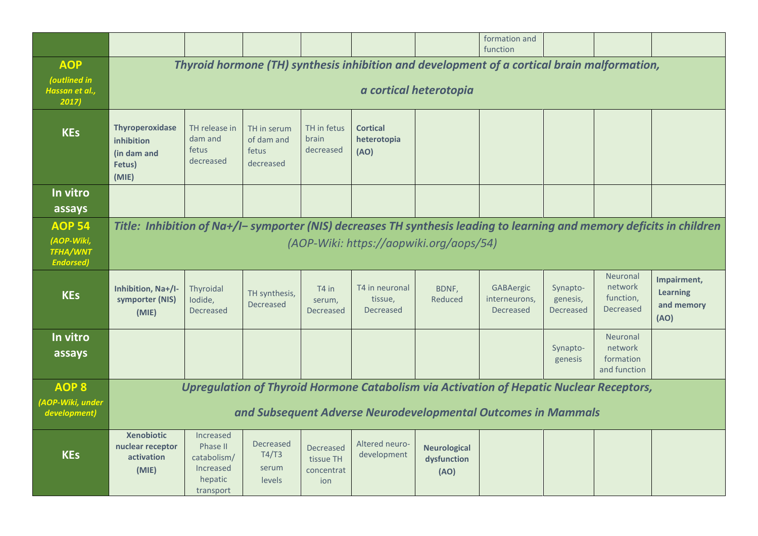| | | | | | | | | | | |
|---|---|---|---|---|---|---|---|---|---|---|
| | | | | | | | formation and function | | | |
| **AOP** *(outlined in Hassan et al., 2017)* | ***Thyroid hormone (TH) synthesis inhibition and development of a cortical brain malformation, a cortical heterotopia*** | | | | | | | | | |
| **KEs** | **Thyroperoxidase inhibition (in dam and Fetus) (MIE)** | TH release in dam and fetus decreased | TH in serum of dam and fetus decreased | TH in fetus brain decreased | **Cortical heterotopia (AO)** | | | | | |
| **In vitro assays** | | | | | | | | | | |
| **AOP 54** *(AOP-Wiki, TFHA/WNT Endorsed)* | ***Title: Inhibition of Na+/I− symporter (NIS) decreases TH synthesis leading to learning and memory deficits in children*** *(AOP-Wiki: https://aopwiki.org/aops/54)* | | | | | | | | | |
| **KEs** | **Inhibition, Na+/I-symporter (NIS) (MIE)** | Thyroidal Iodide, Decreased | TH synthesis, Decreased | T4 in serum, Decreased | T4 in neuronal tissue, Decreased | BDNF, Reduced | GABAergic interneurons, Decreased | Synapto-genesis, Decreased | Neuronal network function, Decreased | **Impairment, Learning and memory (AO)** |
| **In vitro assays** | | | | | | | | Synapto-genesis | Neuronal network formation and function | |
| **AOP 8** *(AOP-Wiki, under development)* | ***Upregulation of Thyroid Hormone Catabolism via Activation of Hepatic Nuclear Receptors, and Subsequent Adverse Neurodevelopmental Outcomes in Mammals*** | | | | | | | | | |
| **KEs** | **Xenobiotic nuclear receptor activation (MIE)** | Increased Phase II catabolism/ Increased hepatic transport | Decreased T4/T3 serum levels | Decreased tissue TH concentration | Altered neuro-development | **Neurological dysfunction (AO)** | | | | |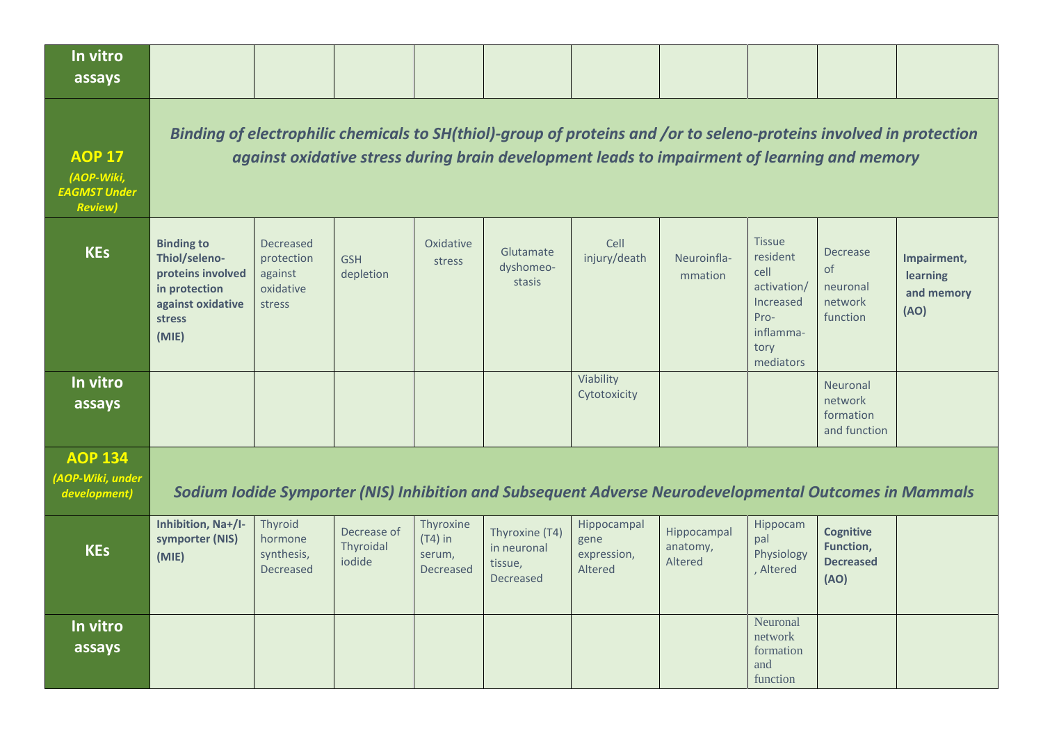| **In vitro assays** | | | | | | | | | | |
|---|---|---|---|---|---|---|---|---|---|---|
| **AOP 17** *(AOP-Wiki, EAGMST Under Review)* | ***Binding of electrophilic chemicals to SH(thiol)-group of proteins and /or to seleno-proteins involved in protection against oxidative stress during brain development leads to impairment of learning and memory*** | | | | | | | | | |
| **KEs** | **Binding to Thiol/seleno-proteins involved in protection against oxidative stress (MIE)** | Decreased protection against oxidative stress | GSH depletion | Oxidative stress | Glutamate dyshomeo-stasis | Cell injury/death | Neuroinfla-mmation | Tissue resident cell activation/ Increased Pro-inflamma-tory mediators | Decrease of neuronal network function | **Impairment, learning and memory (AO)** |
| **In vitro assays** | | | | | | Viability Cytotoxicity | | | Neuronal network formation and function | |
| **AOP 134** *(AOP-Wiki, under development)* | ***Sodium Iodide Symporter (NIS) Inhibition and Subsequent Adverse Neurodevelopmental Outcomes in Mammals*** | | | | | | | | | |
| **KEs** | **Inhibition, Na+/I- symporter (NIS) (MIE)** | Thyroid hormone synthesis, Decreased | Decrease of Thyroidal iodide | Thyroxine (T4) in serum, Decreased | Thyroxine (T4) in neuronal tissue, Decreased | Hippocampal gene expression, Altered | Hippocampal anatomy, Altered | Hippocampal Physiology, Altered | **Cognitive Function, Decreased (AO)** | |
| **In vitro assays** | | | | | | | | Neuronal network formation and function | | |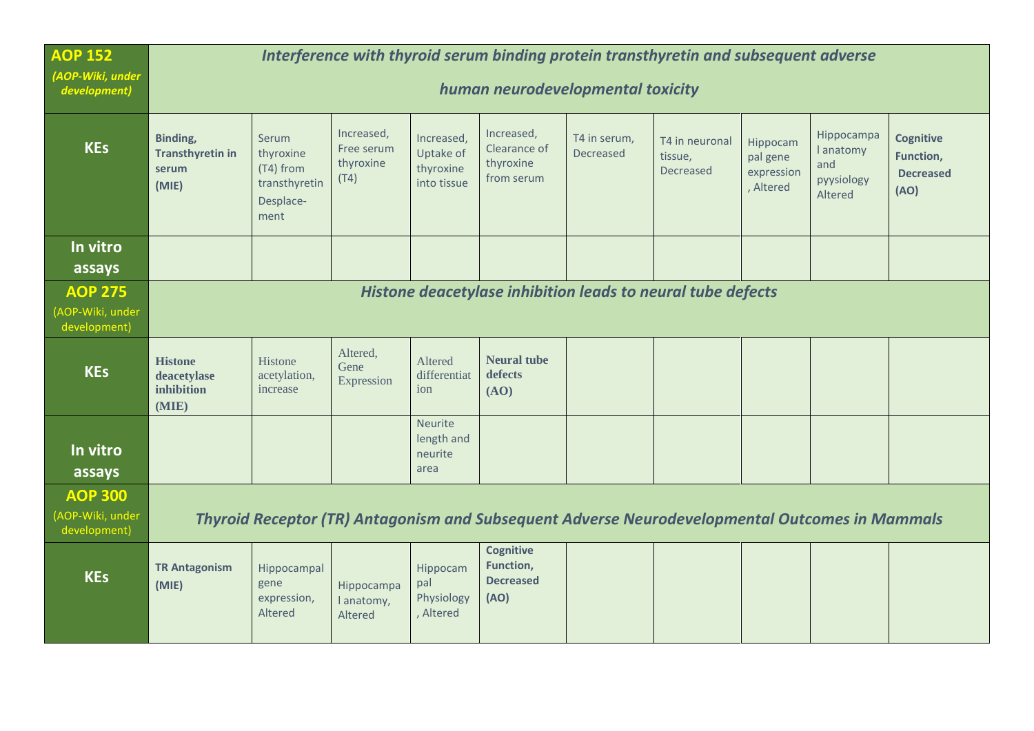| **AOP 152** *(AOP-Wiki, under development)* | ***Interference with thyroid serum binding protein transthyretin and subsequent adverse human neurodevelopmental toxicity*** | | | | | | | | | |
|---|---|---|---|---|---|---|---|---|---|---|
| **KEs** | **Binding, Transthyretin in serum (MIE)** | Serum thyroxine (T4) from transthyretin Desplace-ment | Increased, Free serum thyroxine (T4) | Increased, Uptake of thyroxine into tissue | Increased, Clearance of thyroxine from serum | T4 in serum, Decreased | T4 in neuronal tissue, Decreased | Hippocampal gene expression, Altered | Hippocampal anatomy and pyysiology Altered | **Cognitive Function, Decreased (AO)** |
| **In vitro assays** | | | | | | | | | | |
| **AOP 275** (AOP-Wiki, under development) | ***Histone deacetylase inhibition leads to neural tube defects*** | | | | | | | | | |
| **KEs** | **Histone deacetylase inhibition (MIE)** | Histone acetylation, increase | Altered, Gene Expression | Altered differentiation | **Neural tube defects (AO)** | | | | | |
| **In vitro assays** | | | | Neurite length and neurite area | | | | | | |
| **AOP 300** (AOP-Wiki, under development) | ***Thyroid Receptor (TR) Antagonism and Subsequent Adverse Neurodevelopmental Outcomes in Mammals*** | | | | | | | | | |
| **KEs** | **TR Antagonism (MIE)** | Hippocampal gene expression, Altered | Hippocampal anatomy, Altered | Hippocampal Physiology, Altered | **Cognitive Function, Decreased (AO)** | | | | | |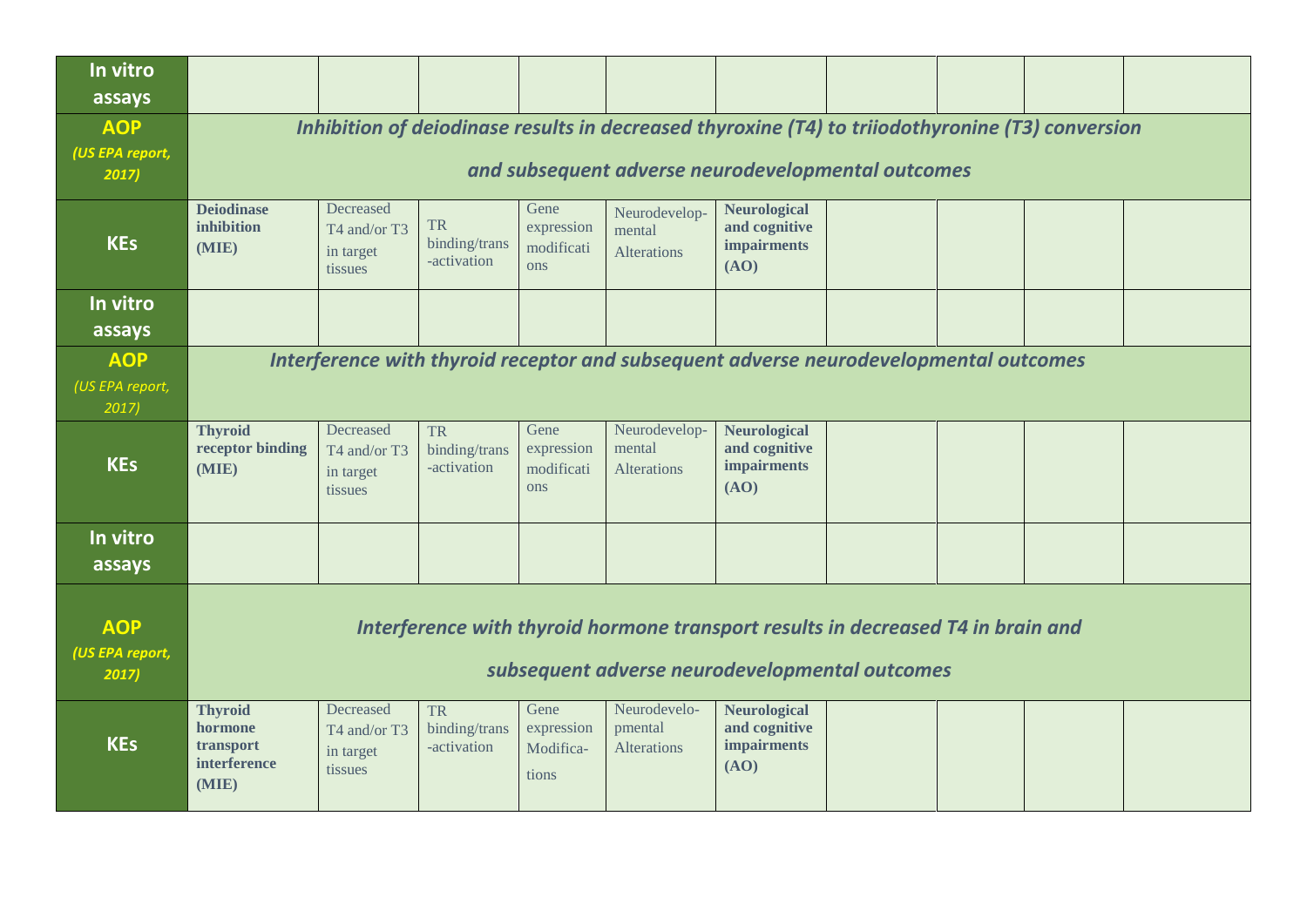| In vitro assays | | | | | | | | | |
|---|---|---|---|---|---|---|---|---|---|
| **AOP** *(US EPA report, 2017)* | ***Inhibition of deiodinase results in decreased thyroxine (T4) to triiodothyronine (T3) conversion and subsequent adverse neurodevelopmental outcomes*** | | | | | | | | |
| **KEs** | **Deiodinase inhibition (MIE)** | Decreased T4 and/or T3 in target tissues | TR binding/trans-activation | Gene expression modifications | Neurodevelop-mental Alterations | **Neurological and cognitive impairments (AO)** | | | |
| **In vitro assays** | | | | | | | | | |
| **AOP** *(US EPA report, 2017)* | ***Interference with thyroid receptor and subsequent adverse neurodevelopmental outcomes*** | | | | | | | | |
| **KEs** | **Thyroid receptor binding (MIE)** | Decreased T4 and/or T3 in target tissues | TR binding/trans-activation | Gene expression modifications | Neurodevelop-mental Alterations | **Neurological and cognitive impairments (AO)** | | | |
| **In vitro assays** | | | | | | | | | |
| **AOP** *(US EPA report, 2017)* | ***Interference with thyroid hormone transport results in decreased T4 in brain and subsequent adverse neurodevelopmental outcomes*** | | | | | | | | |
| **KEs** | **Thyroid hormone transport interference (MIE)** | Decreased T4 and/or T3 in target tissues | TR binding/trans-activation | Gene expression Modifica-tions | Neurodevelo-pmental Alterations | **Neurological and cognitive impairments (AO)** | | | |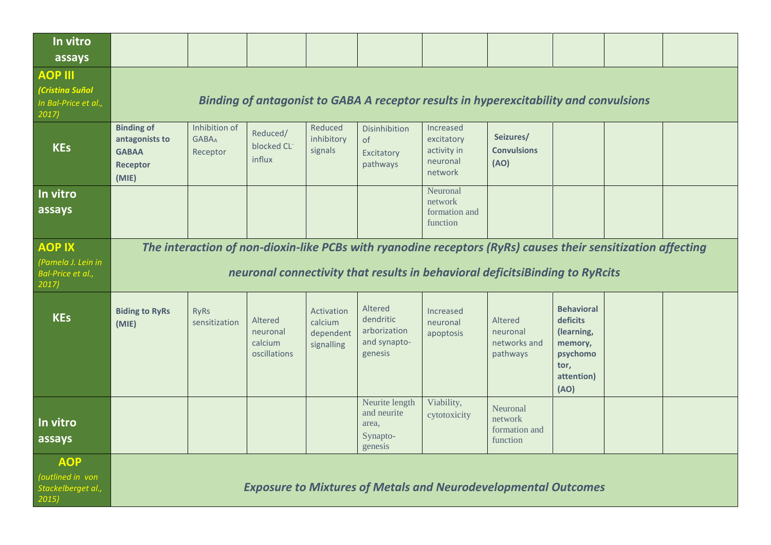| | | | | | | | | | |
|---|---|---|---|---|---|---|---|---|---|
| **In vitro assays** | | | | | | | | | |
| **AOP III** *(Cristina Suñol In Bal-Price et al., 2017)* | ***Binding of antagonist to GABA A receptor results in hyperexcitability and convulsions*** | | | | | | | | |
| **KEs** | **Binding of antagonists to GABAA Receptor (MIE)** | Inhibition of $GABA_A$ Receptor | Reduced/ blocked $CL^-$ influx | Reduced inhibitory signals | Disinhibition of Excitatory pathways | Increased excitatory activity in neuronal network | **Seizures/ Convulsions (AO)** | | |
| **In vitro assays** | | | | | | Neuronal network formation and function | | | |
| **AOP IX** *(Pamela J. Lein in Bal-Price et al., 2017)* | ***The interaction of non-dioxin-like PCBs with ryanodine receptors (RyRs) causes their sensitization affecting neuronal connectivity that results in behavioral deficitsiBinding to RyRcits*** | | | | | | | | |
| **KEs** | **Biding to RyRs (MIE)** | RyRs sensitization | Altered neuronal calcium oscillations | Activation calcium dependent signalling | Altered dendritic arborization and synapto-genesis | Increased neuronal apoptosis | Altered neuronal networks and pathways | **Behavioral deficits (learning, memory, psychomotor, attention) (AO)** | |
| **In vitro assays** | | | | | Neurite length and neurite area, Synapto-genesis | Viability, cytotoxicity | Neuronal network formation and function | | |
| **AOP** *(outlined in von Stackelberget al., 2015)* | ***Exposure to Mixtures of Metals and Neurodevelopmental Outcomes*** | | | | | | | | |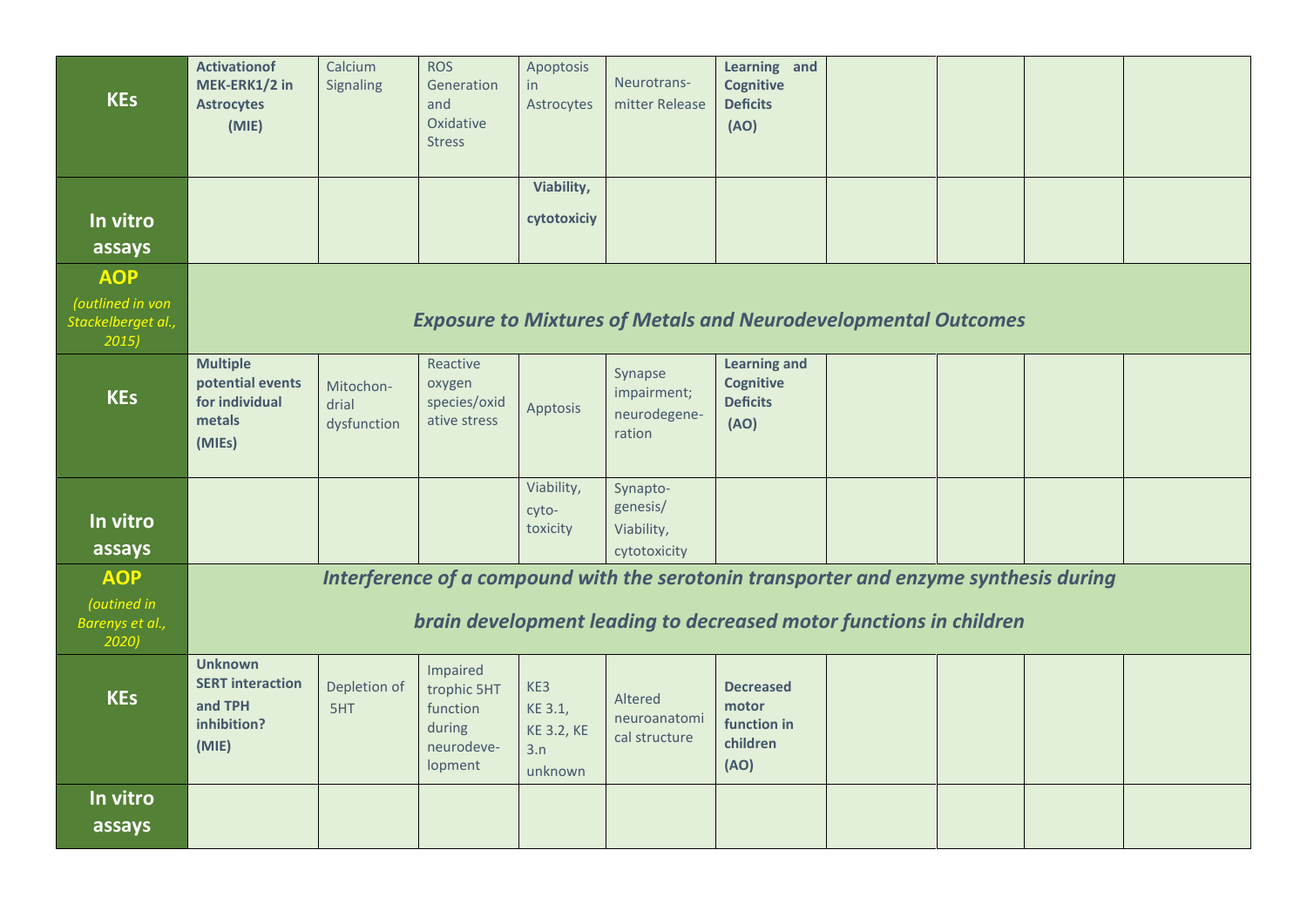| | | | | | | | | | | |
|---|---|---|---|---|---|---|---|---|---|---|
| **KEs** | **Activationof MEK-ERK1/2 in Astrocytes (MIE)** | Calcium Signaling | ROS Generation and Oxidative Stress | Apoptosis in Astrocytes | Neurotrans-mitter Release | **Learning and Cognitive Deficits (AO)** | | | | |
| **In vitro assays** | | | | **Viability, cytotoxiciy** | | | | | | |
| **AOP** *(outlined in von Stackelberget al., 2015)* | ***Exposure to Mixtures of Metals and Neurodevelopmental Outcomes*** | | | | | | | | | |
| **KEs** | **Multiple potential events for individual metals (MIEs)** | Mitochon-drial dysfunction | Reactive oxygen species/oxidative stress | Apptosis | Synapse impairment; neurodegene-ration | **Learning and Cognitive Deficits (AO)** | | | | |
| **In vitro assays** | | | | Viability, cyto-toxicity | Synapto-genesis/ Viability, cytotoxicity | | | | | |
| **AOP** *(outined in Barenys et al., 2020)* | ***Interference of a compound with the serotonin transporter and enzyme synthesis during brain development leading to decreased motor functions in children*** | | | | | | | | | |
| **KEs** | **Unknown SERT interaction and TPH inhibition? (MIE)** | Depletion of 5HT | Impaired trophic 5HT function during neurodeve-lopment | KE3 KE 3.1, KE 3.2, KE 3.n unknown | Altered neuroanatomical structure | **Decreased motor function in children (AO)** | | | | |
| **In vitro assays** | | | | | | | | | | |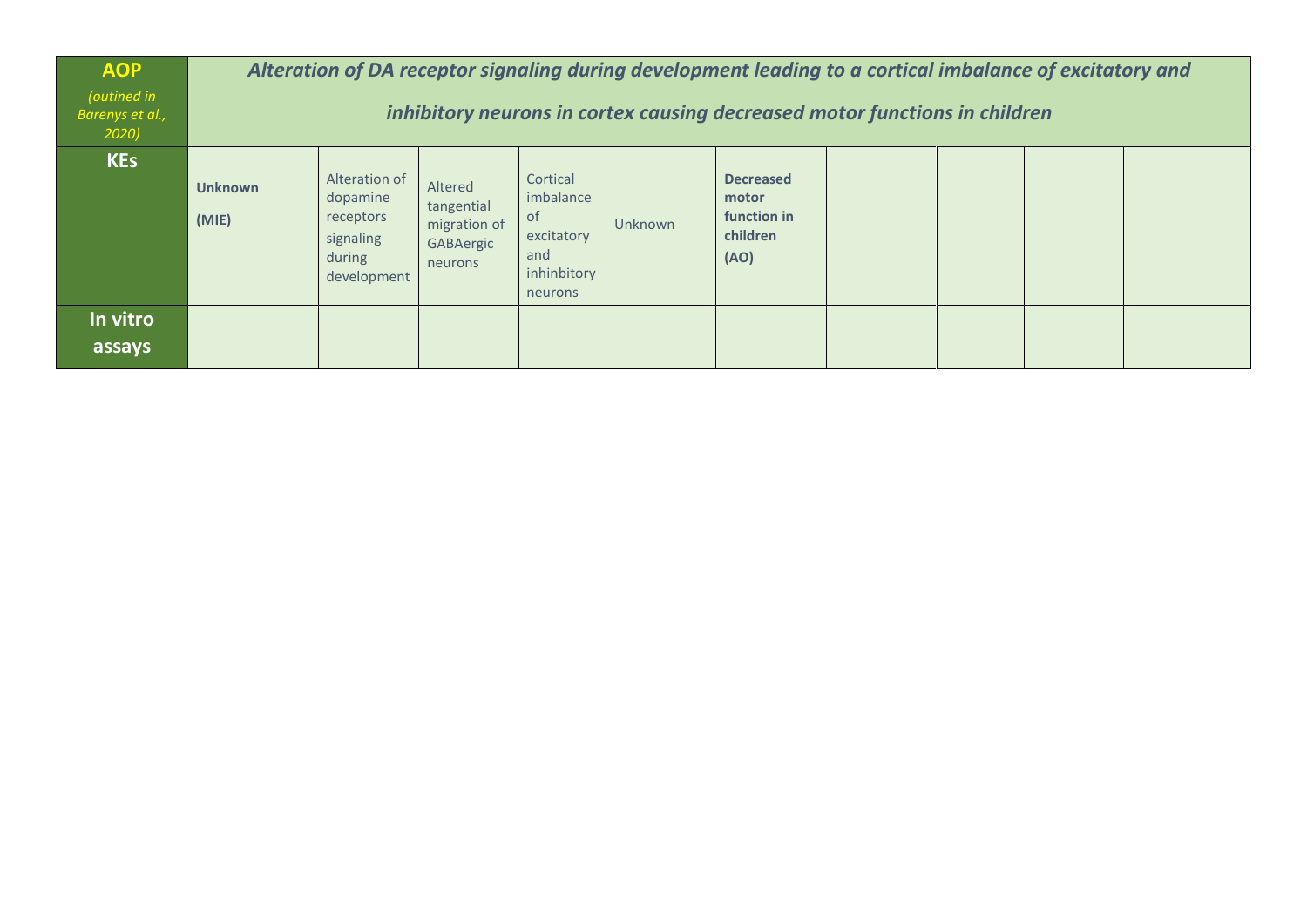| **AOP** *(outined in Barenys et al., 2020)* | ***Alteration of DA receptor signaling during development leading to a cortical imbalance of excitatory and inhibitory neurons in cortex causing decreased motor functions in children*** | | | | | | | | |
|---|---|---|---|---|---|---|---|---|---|
| **KEs** | **Unknown (MIE)** | Alteration of dopamine receptors signaling during development | Altered tangential migration of GABAergic neurons | Cortical imbalance of excitatory and inhinbitory neurons | Unknown | **Decreased motor function in children (AO)** | | | |
| **In vitro assays** | | | | | | | | | |